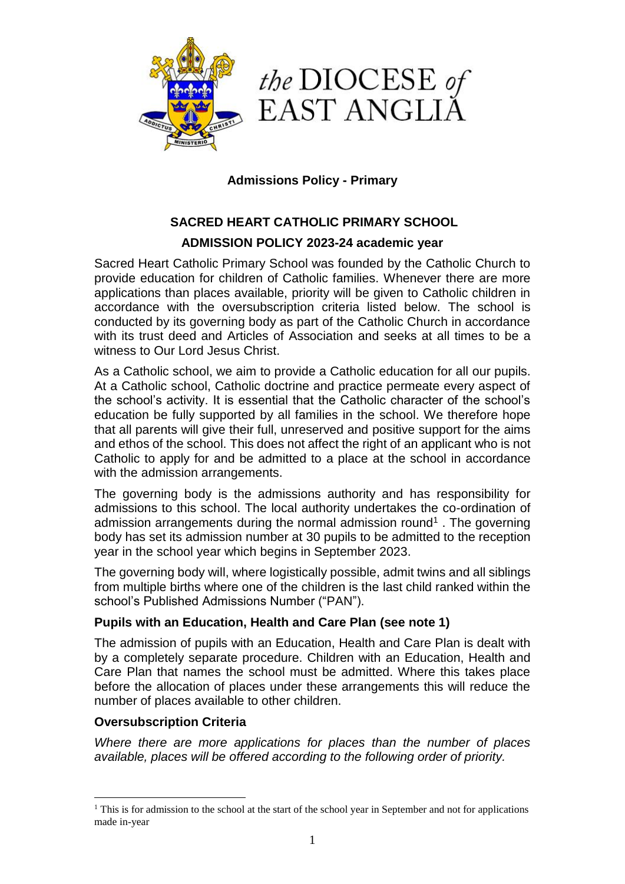*the* DIOCESE *of* EAST ANGLIA

**Admissions Policy - Primary**

## SACRED HEART CATHOLIC PRIMARY SCHOOL

### ADMISSION POLICY 2023-24 academic year

Sacred Heart Catholic Primary School was founded by the Catholic Church to provide education for children of Catholic families. Whenever there are more applications than places available, priority will be given to Catholic children in accordance with the oversubscription criteria listed below. The school is conducted by its governing body as part of the Catholic Church in accordance with its trust deed and Articles of Association and seeks at all times to be a witness to Our Lord Jesus Christ.

As a Catholic school, we aim to provide a Catholic education for all our pupils. At a Catholic school, Catholic doctrine and practice permeate every aspect of the school's activity. It is essential that the Catholic character of the school's education be fully supported by all families in the school. We therefore hope that all parents will give their full, unreserved and positive support for the aims and ethos of the school. This does not affect the right of an applicant who is not Catholic to apply for and be admitted to a place at the school in accordance with the admission arrangements.

The governing body is the admissions authority and has responsibility for admissions to this school. The local authority undertakes the co-ordination of admission arrangements during the normal admission round[1] . The governing body has set its admission number at 30 pupils to be admitted to the reception year in the school year which begins in September 2023.

The governing body will, where logistically possible, admit twins and all siblings from multiple births where one of the children is the last child ranked within the school's Published Admissions Number ("PAN").

### Pupils with an Education, Health and Care Plan (see note 1)

The admission of pupils with an Education, Health and Care Plan is dealt with by a completely separate procedure. Children with an Education, Health and Care Plan that names the school must be admitted. Where this takes place before the allocation of places under these arrangements this will reduce the number of places available to other children.

### Oversubscription Criteria

*Where there are more applications for places than the number of places available, places will be offered according to the following order of priority.*

[1] This is for admission to the school at the start of the school year in September and not for applications made in-year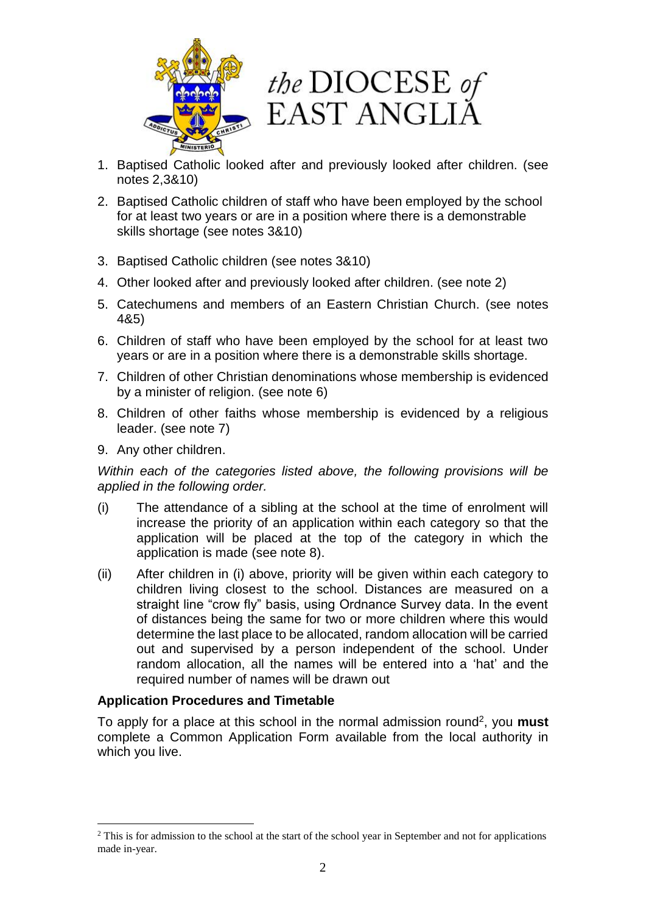1. Baptised Catholic looked after and previously looked after children. (see notes 2,3&10)
2. Baptised Catholic children of staff who have been employed by the school for at least two years or are in a position where there is a demonstrable skills shortage (see notes 3&10)
3. Baptised Catholic children (see notes 3&10)
4. Other looked after and previously looked after children. (see note 2)
5. Catechumens and members of an Eastern Christian Church. (see notes 4&5)
6. Children of staff who have been employed by the school for at least two years or are in a position where there is a demonstrable skills shortage.
7. Children of other Christian denominations whose membership is evidenced by a minister of religion. (see note 6)
8. Children of other faiths whose membership is evidenced by a religious leader. (see note 7)
9. Any other children.

*Within each of the categories listed above, the following provisions will be applied in the following order.*

(i) The attendance of a sibling at the school at the time of enrolment will increase the priority of an application within each category so that the application will be placed at the top of the category in which the application is made (see note 8).

(ii) After children in (i) above, priority will be given within each category to children living closest to the school. Distances are measured on a straight line "crow fly" basis, using Ordnance Survey data. In the event of distances being the same for two or more children where this would determine the last place to be allocated, random allocation will be carried out and supervised by a person independent of the school. Under random allocation, all the names will be entered into a 'hat' and the required number of names will be drawn out

**Application Procedures and Timetable**

To apply for a place at this school in the normal admission round[2], you **must** complete a Common Application Form available from the local authority in which you live.

[2] This is for admission to the school at the start of the school year in September and not for applications made in-year.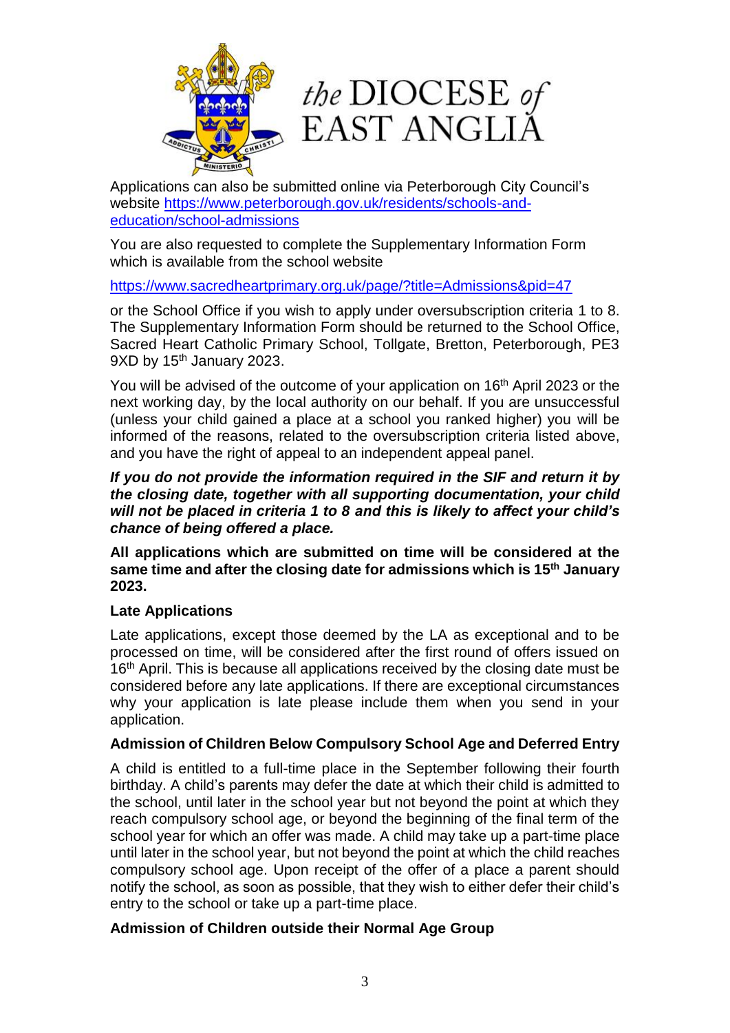Applications can also be submitted online via Peterborough City Council's website https://www.peterborough.gov.uk/residents/schools-and-education/school-admissions

You are also requested to complete the Supplementary Information Form which is available from the school website

https://www.sacredheartprimary.org.uk/page/?title=Admissions&pid=47

or the School Office if you wish to apply under oversubscription criteria 1 to 8. The Supplementary Information Form should be returned to the School Office, Sacred Heart Catholic Primary School, Tollgate, Bretton, Peterborough, PE3 9XD by 15th January 2023.

You will be advised of the outcome of your application on 16th April 2023 or the next working day, by the local authority on our behalf. If you are unsuccessful (unless your child gained a place at a school you ranked higher) you will be informed of the reasons, related to the oversubscription criteria listed above, and you have the right of appeal to an independent appeal panel.

***If you do not provide the information required in the SIF and return it by the closing date, together with all supporting documentation, your child will not be placed in criteria 1 to 8 and this is likely to affect your child's chance of being offered a place.***

**All applications which are submitted on time will be considered at the same time and after the closing date for admissions which is 15th January 2023.**

**Late Applications**

Late applications, except those deemed by the LA as exceptional and to be processed on time, will be considered after the first round of offers issued on 16th April. This is because all applications received by the closing date must be considered before any late applications. If there are exceptional circumstances why your application is late please include them when you send in your application.

**Admission of Children Below Compulsory School Age and Deferred Entry**

A child is entitled to a full-time place in the September following their fourth birthday. A child's parents may defer the date at which their child is admitted to the school, until later in the school year but not beyond the point at which they reach compulsory school age, or beyond the beginning of the final term of the school year for which an offer was made. A child may take up a part-time place until later in the school year, but not beyond the point at which the child reaches compulsory school age. Upon receipt of the offer of a place a parent should notify the school, as soon as possible, that they wish to either defer their child's entry to the school or take up a part-time place.

**Admission of Children outside their Normal Age Group**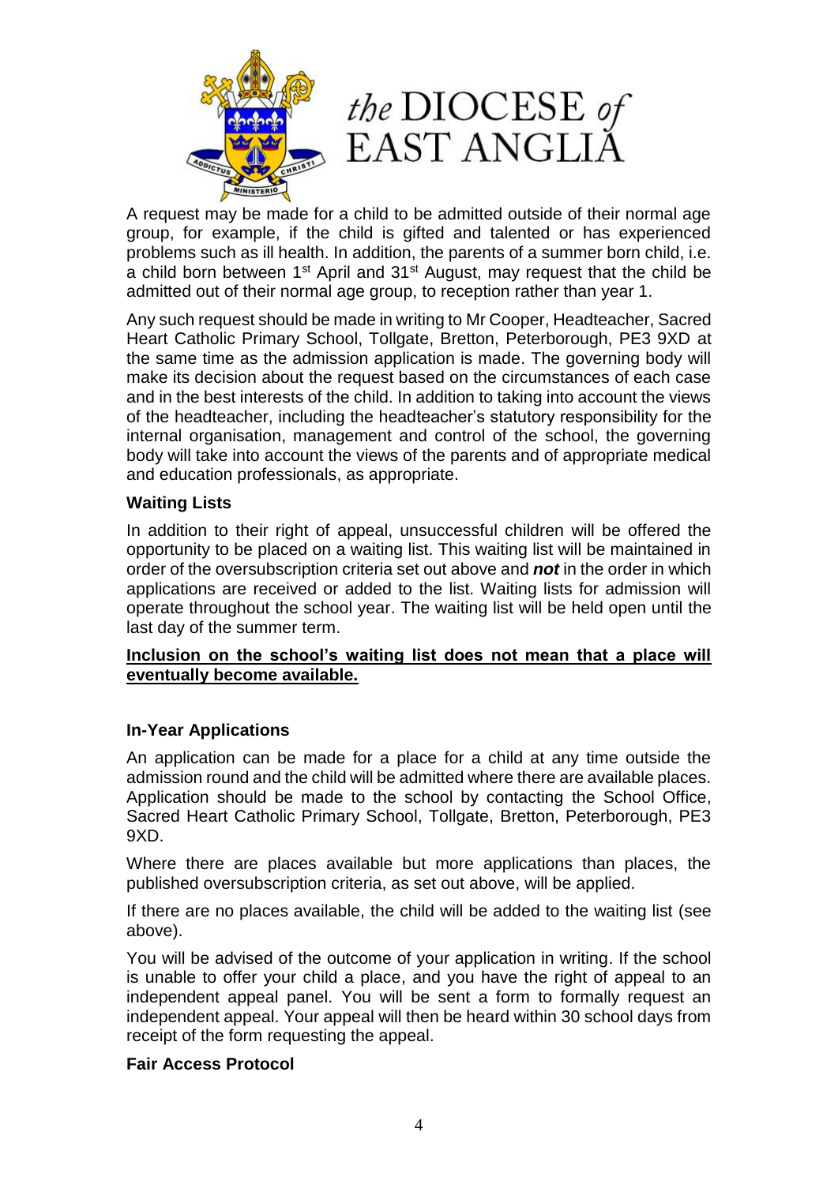A request may be made for a child to be admitted outside of their normal age group, for example, if the child is gifted and talented or has experienced problems such as ill health. In addition, the parents of a summer born child, i.e. a child born between 1st April and 31st August, may request that the child be admitted out of their normal age group, to reception rather than year 1.

Any such request should be made in writing to Mr Cooper, Headteacher, Sacred Heart Catholic Primary School, Tollgate, Bretton, Peterborough, PE3 9XD at the same time as the admission application is made. The governing body will make its decision about the request based on the circumstances of each case and in the best interests of the child. In addition to taking into account the views of the headteacher, including the headteacher's statutory responsibility for the internal organisation, management and control of the school, the governing body will take into account the views of the parents and of appropriate medical and education professionals, as appropriate.

**Waiting Lists**

In addition to their right of appeal, unsuccessful children will be offered the opportunity to be placed on a waiting list. This waiting list will be maintained in order of the oversubscription criteria set out above and ***not*** in the order in which applications are received or added to the list. Waiting lists for admission will operate throughout the school year. The waiting list will be held open until the last day of the summer term.

**Inclusion on the school's waiting list does not mean that a place will eventually become available.**

**In-Year Applications**

An application can be made for a place for a child at any time outside the admission round and the child will be admitted where there are available places. Application should be made to the school by contacting the School Office, Sacred Heart Catholic Primary School, Tollgate, Bretton, Peterborough, PE3 9XD.

Where there are places available but more applications than places, the published oversubscription criteria, as set out above, will be applied.

If there are no places available, the child will be added to the waiting list (see above).

You will be advised of the outcome of your application in writing. If the school is unable to offer your child a place, and you have the right of appeal to an independent appeal panel. You will be sent a form to formally request an independent appeal. Your appeal will then be heard within 30 school days from receipt of the form requesting the appeal.

**Fair Access Protocol**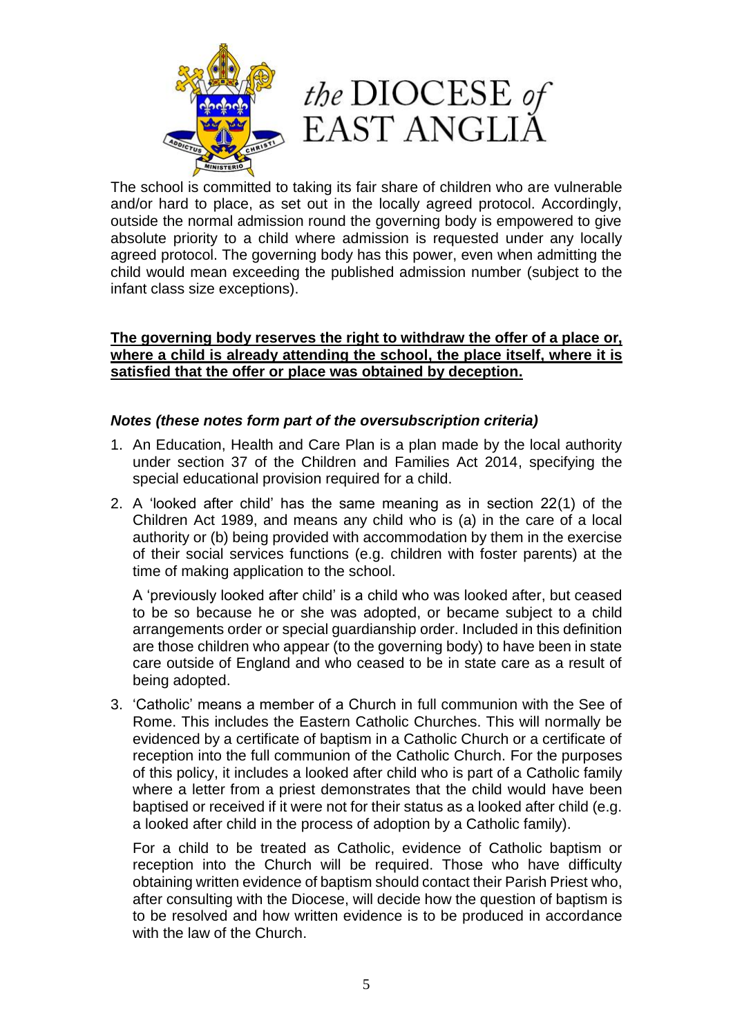The school is committed to taking its fair share of children who are vulnerable and/or hard to place, as set out in the locally agreed protocol. Accordingly, outside the normal admission round the governing body is empowered to give absolute priority to a child where admission is requested under any locally agreed protocol. The governing body has this power, even when admitting the child would mean exceeding the published admission number (subject to the infant class size exceptions).

<u>**The governing body reserves the right to withdraw the offer of a place or, where a child is already attending the school, the place itself, where it is satisfied that the offer or place was obtained by deception.**</u>

***Notes (these notes form part of the oversubscription criteria)***

1. An Education, Health and Care Plan is a plan made by the local authority under section 37 of the Children and Families Act 2014, specifying the special educational provision required for a child.
2. A 'looked after child' has the same meaning as in section 22(1) of the Children Act 1989, and means any child who is (a) in the care of a local authority or (b) being provided with accommodation by them in the exercise of their social services functions (e.g. children with foster parents) at the time of making application to the school.

   A 'previously looked after child' is a child who was looked after, but ceased to be so because he or she was adopted, or became subject to a child arrangements order or special guardianship order. Included in this definition are those children who appear (to the governing body) to have been in state care outside of England and who ceased to be in state care as a result of being adopted.
3. 'Catholic' means a member of a Church in full communion with the See of Rome. This includes the Eastern Catholic Churches. This will normally be evidenced by a certificate of baptism in a Catholic Church or a certificate of reception into the full communion of the Catholic Church. For the purposes of this policy, it includes a looked after child who is part of a Catholic family where a letter from a priest demonstrates that the child would have been baptised or received if it were not for their status as a looked after child (e.g. a looked after child in the process of adoption by a Catholic family).

   For a child to be treated as Catholic, evidence of Catholic baptism or reception into the Church will be required. Those who have difficulty obtaining written evidence of baptism should contact their Parish Priest who, after consulting with the Diocese, will decide how the question of baptism is to be resolved and how written evidence is to be produced in accordance with the law of the Church.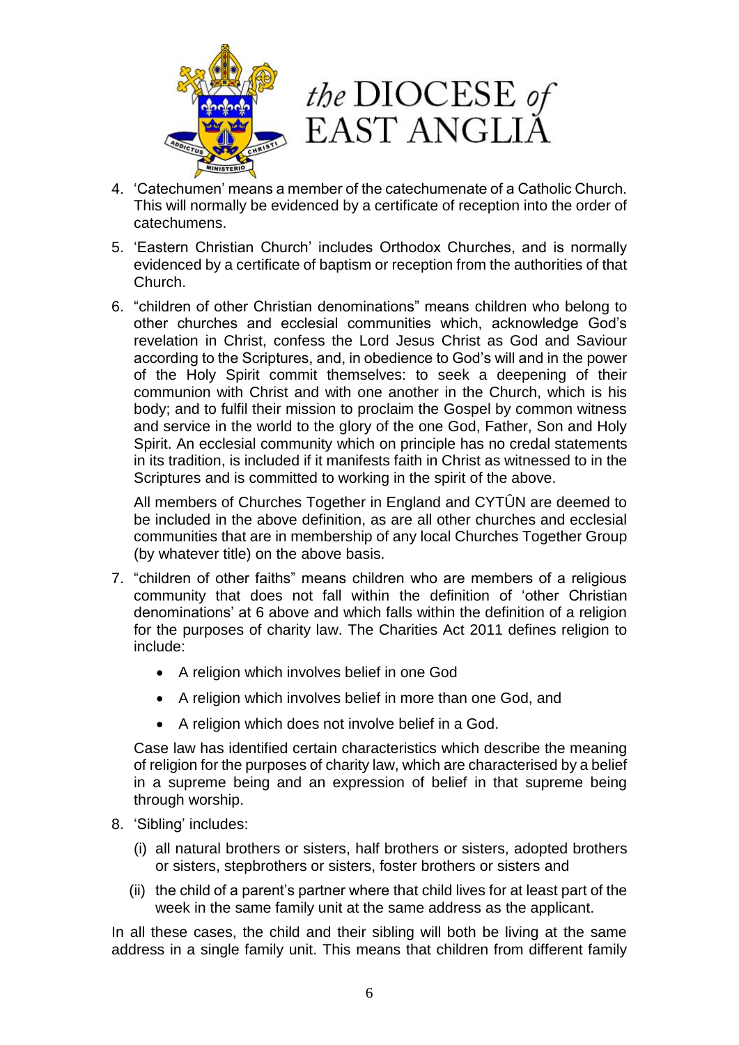*the* DIOCESE *of* EAST ANGLIA

4. 'Catechumen' means a member of the catechumenate of a Catholic Church. This will normally be evidenced by a certificate of reception into the order of catechumens.

5. 'Eastern Christian Church' includes Orthodox Churches, and is normally evidenced by a certificate of baptism or reception from the authorities of that Church.

6. "children of other Christian denominations" means children who belong to other churches and ecclesial communities which, acknowledge God's revelation in Christ, confess the Lord Jesus Christ as God and Saviour according to the Scriptures, and, in obedience to God's will and in the power of the Holy Spirit commit themselves: to seek a deepening of their communion with Christ and with one another in the Church, which is his body; and to fulfil their mission to proclaim the Gospel by common witness and service in the world to the glory of the one God, Father, Son and Holy Spirit. An ecclesial community which on principle has no credal statements in its tradition, is included if it manifests faith in Christ as witnessed to in the Scriptures and is committed to working in the spirit of the above.

   All members of Churches Together in England and CYTÛN are deemed to be included in the above definition, as are all other churches and ecclesial communities that are in membership of any local Churches Together Group (by whatever title) on the above basis.

7. "children of other faiths" means children who are members of a religious community that does not fall within the definition of 'other Christian denominations' at 6 above and which falls within the definition of a religion for the purposes of charity law. The Charities Act 2011 defines religion to include:

   - A religion which involves belief in one God
   - A religion which involves belief in more than one God, and
   - A religion which does not involve belief in a God.

   Case law has identified certain characteristics which describe the meaning of religion for the purposes of charity law, which are characterised by a belief in a supreme being and an expression of belief in that supreme being through worship.

8. 'Sibling' includes:

   (i) all natural brothers or sisters, half brothers or sisters, adopted brothers or sisters, stepbrothers or sisters, foster brothers or sisters and

   (ii) the child of a parent's partner where that child lives for at least part of the week in the same family unit at the same address as the applicant.

In all these cases, the child and their sibling will both be living at the same address in a single family unit. This means that children from different family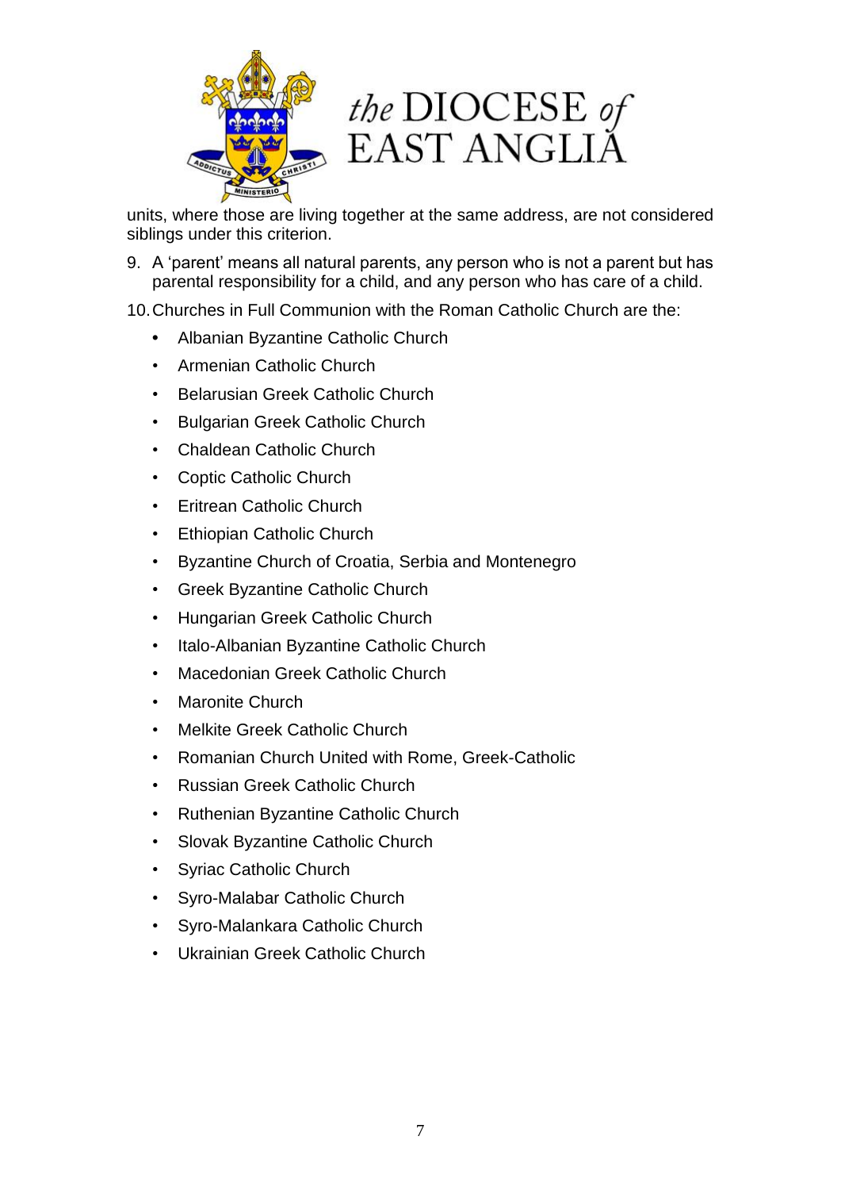units, where those are living together at the same address, are not considered siblings under this criterion.

9. A 'parent' means all natural parents, any person who is not a parent but has parental responsibility for a child, and any person who has care of a child.

10. Churches in Full Communion with the Roman Catholic Church are the:

- Albanian Byzantine Catholic Church
- Armenian Catholic Church
- Belarusian Greek Catholic Church
- Bulgarian Greek Catholic Church
- Chaldean Catholic Church
- Coptic Catholic Church
- Eritrean Catholic Church
- Ethiopian Catholic Church
- Byzantine Church of Croatia, Serbia and Montenegro
- Greek Byzantine Catholic Church
- Hungarian Greek Catholic Church
- Italo-Albanian Byzantine Catholic Church
- Macedonian Greek Catholic Church
- Maronite Church
- Melkite Greek Catholic Church
- Romanian Church United with Rome, Greek-Catholic
- Russian Greek Catholic Church
- Ruthenian Byzantine Catholic Church
- Slovak Byzantine Catholic Church
- Syriac Catholic Church
- Syro-Malabar Catholic Church
- Syro-Malankara Catholic Church
- Ukrainian Greek Catholic Church